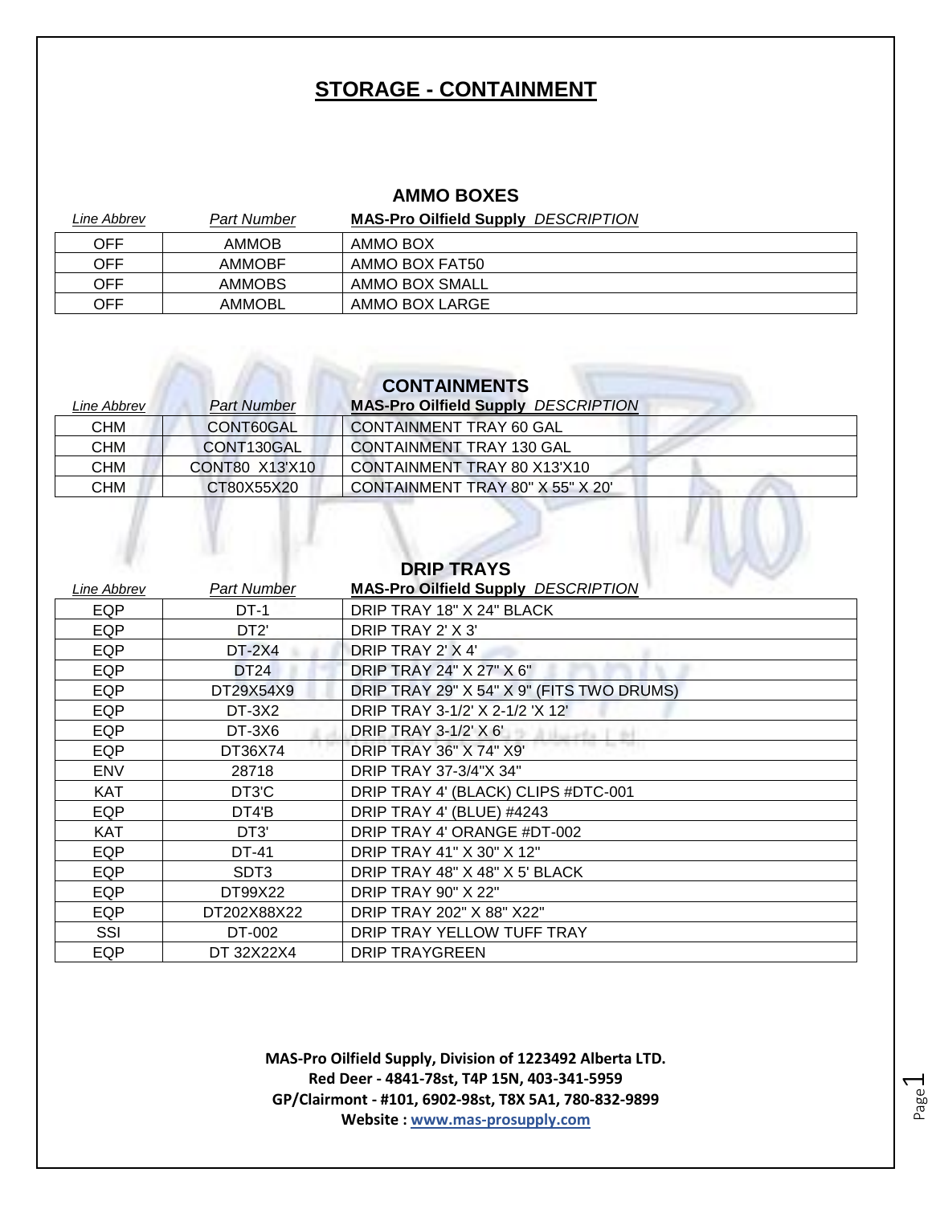# STORAGE - CONTAINMENT

## AMMO BOXES

| Line Abbrev | Part Number | MAS-Pro Oilfield Supply DESCRIPTION |
|---|---|---|
| OFF | AMMOB | AMMO BOX |
| OFF | AMMOBF | AMMO BOX FAT50 |
| OFF | AMMOBS | AMMO BOX SMALL |
| OFF | AMMOBL | AMMO BOX LARGE |

## CONTAINMENTS

| Line Abbrev | Part Number | MAS-Pro Oilfield Supply DESCRIPTION |
|---|---|---|
| CHM | CONT60GAL | CONTAINMENT TRAY 60 GAL |
| CHM | CONT130GAL | CONTAINMENT TRAY 130 GAL |
| CHM | CONT80 X13'X10 | CONTAINMENT TRAY 80 X13'X10 |
| CHM | CT80X55X20 | CONTAINMENT TRAY 80" X 55" X 20' |

## DRIP TRAYS

| Line Abbrev | Part Number | MAS-Pro Oilfield Supply DESCRIPTION |
|---|---|---|
| EQP | DT-1 | DRIP TRAY 18" X 24" BLACK |
| EQP | DT2' | DRIP TRAY 2' X 3' |
| EQP | DT-2X4 | DRIP TRAY 2' X 4' |
| EQP | DT24 | DRIP TRAY 24" X 27" X 6" |
| EQP | DT29X54X9 | DRIP TRAY 29" X 54" X 9" (FITS TWO DRUMS) |
| EQP | DT-3X2 | DRIP TRAY 3-1/2' X 2-1/2 'X 12' |
| EQP | DT-3X6 | DRIP TRAY 3-1/2' X 6' |
| EQP | DT36X74 | DRIP TRAY 36" X 74" X9' |
| ENV | 28718 | DRIP TRAY 37-3/4"X 34" |
| KAT | DT3'C | DRIP TRAY 4' (BLACK) CLIPS #DTC-001 |
| EQP | DT4'B | DRIP TRAY 4' (BLUE) #4243 |
| KAT | DT3' | DRIP TRAY 4' ORANGE #DT-002 |
| EQP | DT-41 | DRIP TRAY 41" X 30" X 12" |
| EQP | SDT3 | DRIP TRAY 48" X 48" X 5' BLACK |
| EQP | DT99X22 | DRIP TRAY 90" X 22" |
| EQP | DT202X88X22 | DRIP TRAY 202" X 88" X22" |
| SSI | DT-002 | DRIP TRAY YELLOW TUFF TRAY |
| EQP | DT 32X22X4 | DRIP TRAYGREEN |

**MAS-Pro Oilfield Supply, Division of 1223492 Alberta LTD.**
**Red Deer - 4841-78st, T4P 15N, 403-341-5959**
**GP/Clairmont - #101, 6902-98st, T8X 5A1, 780-832-9899**
**Website : www.mas-prosupply.com**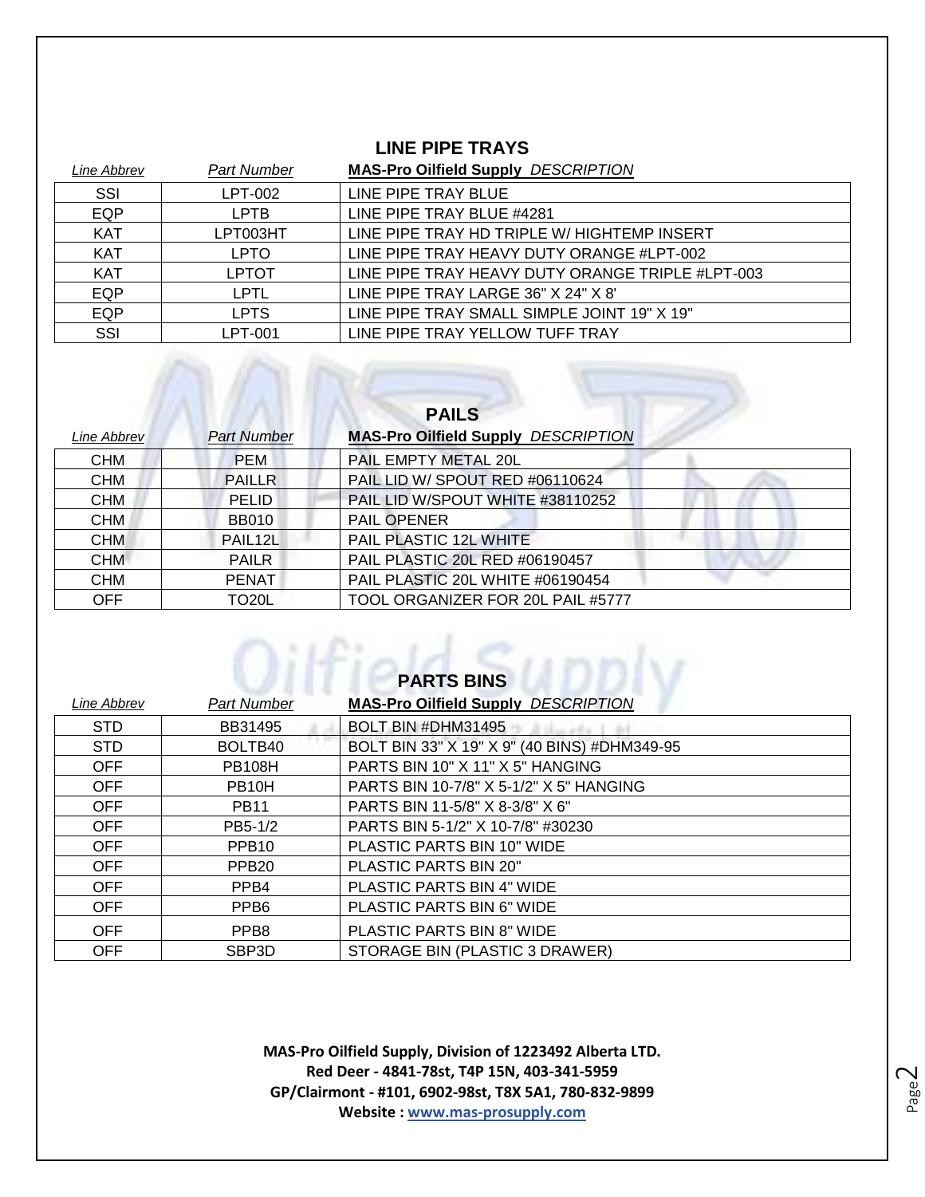## LINE PIPE TRAYS

| *Line Abbrev* | *Part Number* | **MAS-Pro Oilfield Supply** *DESCRIPTION* |
|---|---|---|
| SSI | LPT-002 | LINE PIPE TRAY BLUE |
| EQP | LPTB | LINE PIPE TRAY BLUE #4281 |
| KAT | LPT003HT | LINE PIPE TRAY HD TRIPLE W/ HIGHTEMP INSERT |
| KAT | LPTO | LINE PIPE TRAY HEAVY DUTY ORANGE #LPT-002 |
| KAT | LPTOT | LINE PIPE TRAY HEAVY DUTY ORANGE TRIPLE #LPT-003 |
| EQP | LPTL | LINE PIPE TRAY LARGE 36" X 24" X 8' |
| EQP | LPTS | LINE PIPE TRAY SMALL SIMPLE JOINT 19" X 19" |
| SSI | LPT-001 | LINE PIPE TRAY YELLOW TUFF TRAY |

## PAILS

| *Line Abbrev* | *Part Number* | **MAS-Pro Oilfield Supply** *DESCRIPTION* |
|---|---|---|
| CHM | PEM | PAIL EMPTY METAL 20L |
| CHM | PAILLR | PAIL LID W/ SPOUT RED #06110624 |
| CHM | PELID | PAIL LID W/SPOUT WHITE #38110252 |
| CHM | BB010 | PAIL OPENER |
| CHM | PAIL12L | PAIL PLASTIC 12L WHITE |
| CHM | PAILR | PAIL PLASTIC 20L RED #06190457 |
| CHM | PENAT | PAIL PLASTIC 20L WHITE #06190454 |
| OFF | TO20L | TOOL ORGANIZER FOR 20L PAIL #5777 |

## PARTS BINS

| *Line Abbrev* | *Part Number* | **MAS-Pro Oilfield Supply** *DESCRIPTION* |
|---|---|---|
| STD | BB31495 | BOLT BIN #DHM31495 |
| STD | BOLTB40 | BOLT BIN 33" X 19" X 9" (40 BINS) #DHM349-95 |
| OFF | PB108H | PARTS BIN 10" X 11" X 5" HANGING |
| OFF | PB10H | PARTS BIN 10-7/8" X 5-1/2" X 5" HANGING |
| OFF | PB11 | PARTS BIN 11-5/8" X 8-3/8" X 6" |
| OFF | PB5-1/2 | PARTS BIN 5-1/2" X 10-7/8" #30230 |
| OFF | PPB10 | PLASTIC PARTS BIN 10" WIDE |
| OFF | PPB20 | PLASTIC PARTS BIN 20" |
| OFF | PPB4 | PLASTIC PARTS BIN 4" WIDE |
| OFF | PPB6 | PLASTIC PARTS BIN 6" WIDE |
| OFF | PPB8 | PLASTIC PARTS BIN 8" WIDE |
| OFF | SBP3D | STORAGE BIN (PLASTIC 3 DRAWER) |

**MAS-Pro Oilfield Supply, Division of 1223492 Alberta LTD.**
**Red Deer - 4841-78st, T4P 15N, 403-341-5959**
**GP/Clairmont - #101, 6902-98st, T8X 5A1, 780-832-9899**
**Website : www.mas-prosupply.com**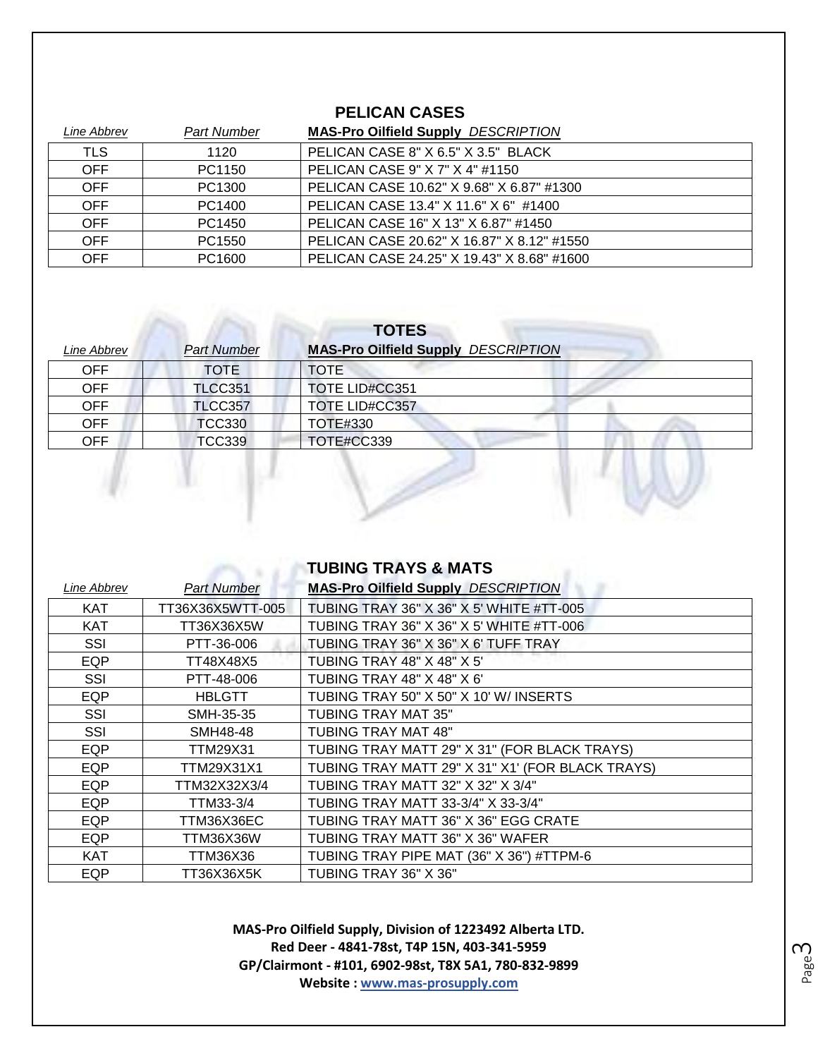## PELICAN CASES

| *Line Abbrev* | *Part Number* | **MAS-Pro Oilfield Supply** *DESCRIPTION* |
|---|---|---|
| TLS | 1120 | PELICAN CASE 8" X 6.5" X 3.5" BLACK |
| OFF | PC1150 | PELICAN CASE 9" X 7" X 4" #1150 |
| OFF | PC1300 | PELICAN CASE 10.62" X 9.68" X 6.87" #1300 |
| OFF | PC1400 | PELICAN CASE 13.4" X 11.6" X 6" #1400 |
| OFF | PC1450 | PELICAN CASE 16" X 13" X 6.87" #1450 |
| OFF | PC1550 | PELICAN CASE 20.62" X 16.87" X 8.12" #1550 |
| OFF | PC1600 | PELICAN CASE 24.25" X 19.43" X 8.68" #1600 |

## TOTES

| *Line Abbrev* | *Part Number* | **MAS-Pro Oilfield Supply** *DESCRIPTION* |
|---|---|---|
| OFF | TOTE | TOTE |
| OFF | TLCC351 | TOTE LID#CC351 |
| OFF | TLCC357 | TOTE LID#CC357 |
| OFF | TCC330 | TOTE#330 |
| OFF | TCC339 | TOTE#CC339 |

## TUBING TRAYS & MATS

| *Line Abbrev* | *Part Number* | **MAS-Pro Oilfield Supply** *DESCRIPTION* |
|---|---|---|
| KAT | TT36X36X5WTT-005 | TUBING TRAY 36" X 36" X 5' WHITE #TT-005 |
| KAT | TT36X36X5W | TUBING TRAY 36" X 36" X 5' WHITE #TT-006 |
| SSI | PTT-36-006 | TUBING TRAY 36" X 36" X 6' TUFF TRAY |
| EQP | TT48X48X5 | TUBING TRAY 48" X 48" X 5' |
| SSI | PTT-48-006 | TUBING TRAY 48" X 48" X 6' |
| EQP | HBLGTT | TUBING TRAY 50" X 50" X 10' W/ INSERTS |
| SSI | SMH-35-35 | TUBING TRAY MAT 35" |
| SSI | SMH48-48 | TUBING TRAY MAT 48" |
| EQP | TTM29X31 | TUBING TRAY MATT 29" X 31" (FOR BLACK TRAYS) |
| EQP | TTM29X31X1 | TUBING TRAY MATT 29" X 31" X1' (FOR BLACK TRAYS) |
| EQP | TTM32X32X3/4 | TUBING TRAY MATT 32" X 32" X 3/4" |
| EQP | TTM33-3/4 | TUBING TRAY MATT 33-3/4" X 33-3/4" |
| EQP | TTM36X36EC | TUBING TRAY MATT 36" X 36" EGG CRATE |
| EQP | TTM36X36W | TUBING TRAY MATT 36" X 36" WAFER |
| KAT | TTM36X36 | TUBING TRAY PIPE MAT (36" X 36") #TTPM-6 |
| EQP | TT36X36X5K | TUBING TRAY 36" X 36" |

**MAS-Pro Oilfield Supply, Division of 1223492 Alberta LTD.**
**Red Deer - 4841-78st, T4P 15N, 403-341-5959**
**GP/Clairmont - #101, 6902-98st, T8X 5A1, 780-832-9899**
**Website : www.mas-prosupply.com**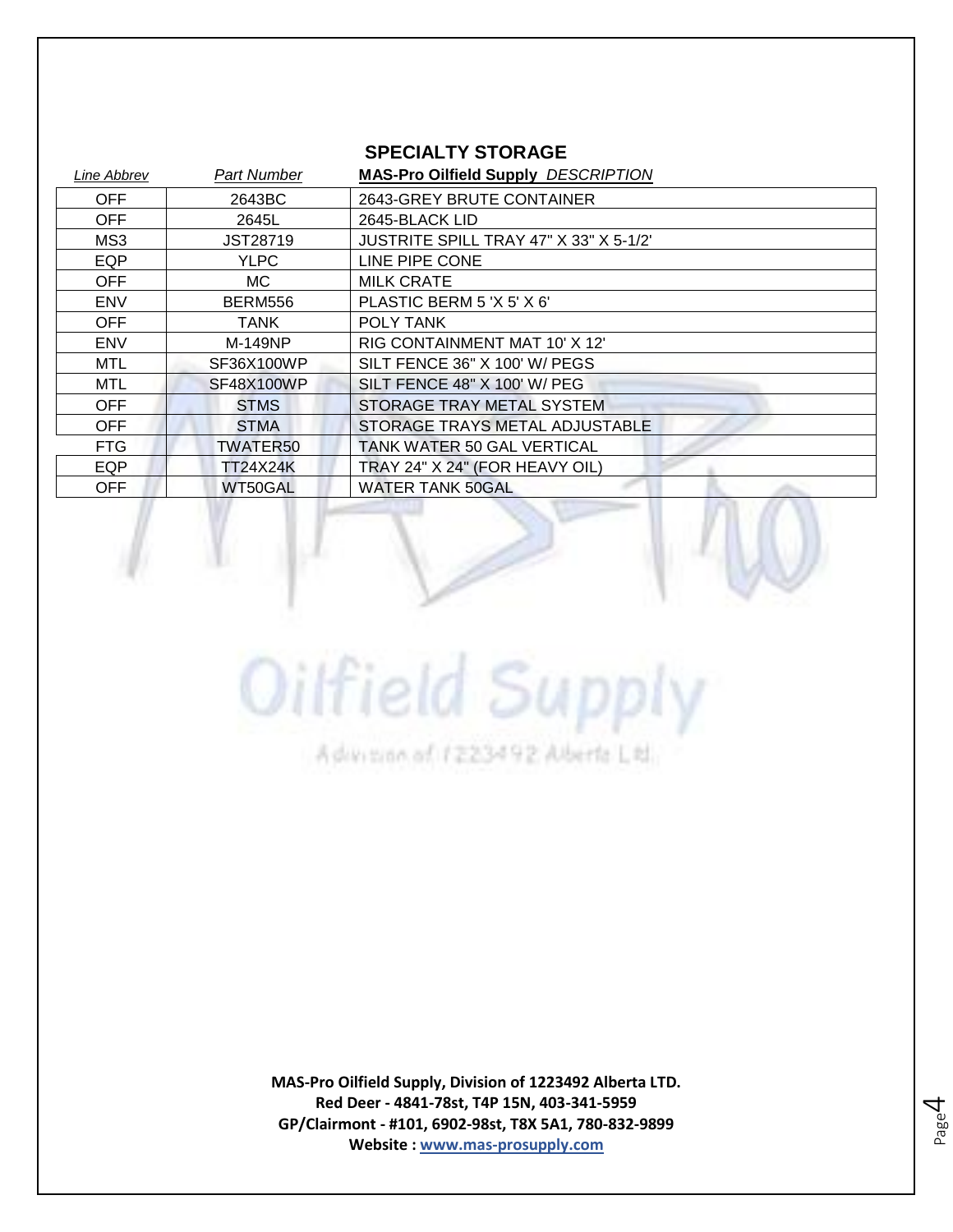## SPECIALTY STORAGE

| *Line Abbrev* | *Part Number* | **MAS-Pro Oilfield Supply** *DESCRIPTION* |
|---|---|---|
| OFF | 2643BC | 2643-GREY BRUTE CONTAINER |
| OFF | 2645L | 2645-BLACK LID |
| MS3 | JST28719 | JUSTRITE SPILL TRAY 47" X 33" X 5-1/2' |
| EQP | YLPC | LINE PIPE CONE |
| OFF | MC | MILK CRATE |
| ENV | BERM556 | PLASTIC BERM 5 'X 5' X 6' |
| OFF | TANK | POLY TANK |
| ENV | M-149NP | RIG CONTAINMENT MAT 10' X 12' |
| MTL | SF36X100WP | SILT FENCE 36" X 100' W/ PEGS |
| MTL | SF48X100WP | SILT FENCE 48" X 100' W/ PEG |
| OFF | STMS | STORAGE TRAY METAL SYSTEM |
| OFF | STMA | STORAGE TRAYS METAL ADJUSTABLE |
| FTG | TWATER50 | TANK WATER 50 GAL VERTICAL |
| EQP | TT24X24K | TRAY 24" X 24" (FOR HEAVY OIL) |
| OFF | WT50GAL | WATER TANK 50GAL |

**MAS-Pro Oilfield Supply, Division of 1223492 Alberta LTD.**
**Red Deer - 4841-78st, T4P 15N, 403-341-5959**
**GP/Clairmont - #101, 6902-98st, T8X 5A1, 780-832-9899**
**Website : www.mas-prosupply.com**